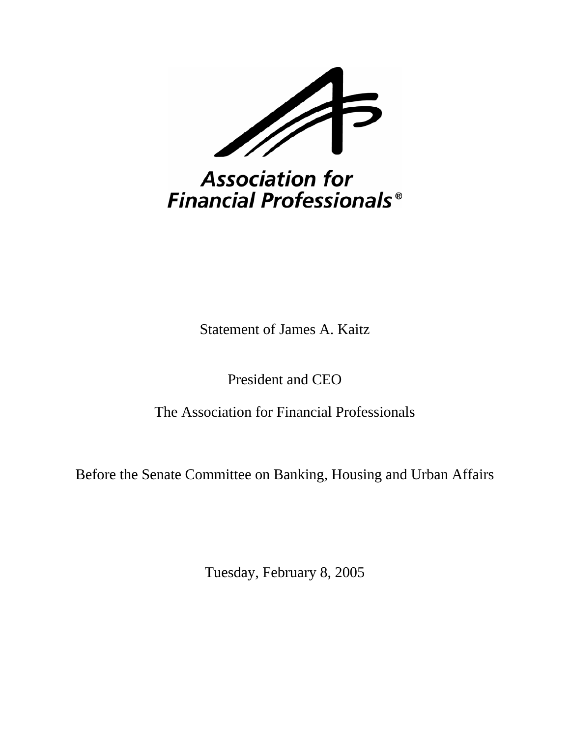Association for Financial Professionals®

Statement of James A. Kaitz

President and CEO

The Association for Financial Professionals

Before the Senate Committee on Banking, Housing and Urban Affairs

Tuesday, February 8, 2005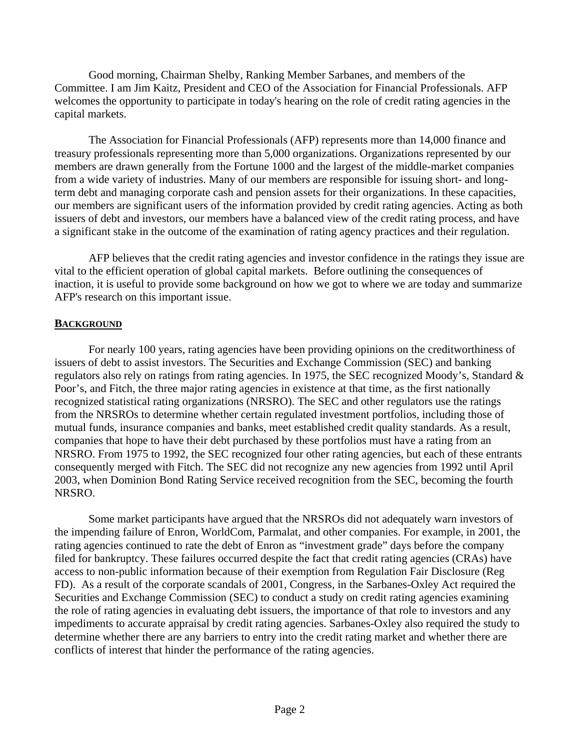Good morning, Chairman Shelby, Ranking Member Sarbanes, and members of the Committee. I am Jim Kaitz, President and CEO of the Association for Financial Professionals. AFP welcomes the opportunity to participate in today's hearing on the role of credit rating agencies in the capital markets.

The Association for Financial Professionals (AFP) represents more than 14,000 finance and treasury professionals representing more than 5,000 organizations. Organizations represented by our members are drawn generally from the Fortune 1000 and the largest of the middle-market companies from a wide variety of industries. Many of our members are responsible for issuing short- and long-term debt and managing corporate cash and pension assets for their organizations. In these capacities, our members are significant users of the information provided by credit rating agencies. Acting as both issuers of debt and investors, our members have a balanced view of the credit rating process, and have a significant stake in the outcome of the examination of rating agency practices and their regulation.

AFP believes that the credit rating agencies and investor confidence in the ratings they issue are vital to the efficient operation of global capital markets. Before outlining the consequences of inaction, it is useful to provide some background on how we got to where we are today and summarize AFP's research on this important issue.

## BACKGROUND

For nearly 100 years, rating agencies have been providing opinions on the creditworthiness of issuers of debt to assist investors. The Securities and Exchange Commission (SEC) and banking regulators also rely on ratings from rating agencies. In 1975, the SEC recognized Moody's, Standard & Poor's, and Fitch, the three major rating agencies in existence at that time, as the first nationally recognized statistical rating organizations (NRSRO). The SEC and other regulators use the ratings from the NRSROs to determine whether certain regulated investment portfolios, including those of mutual funds, insurance companies and banks, meet established credit quality standards. As a result, companies that hope to have their debt purchased by these portfolios must have a rating from an NRSRO. From 1975 to 1992, the SEC recognized four other rating agencies, but each of these entrants consequently merged with Fitch. The SEC did not recognize any new agencies from 1992 until April 2003, when Dominion Bond Rating Service received recognition from the SEC, becoming the fourth NRSRO.

Some market participants have argued that the NRSROs did not adequately warn investors of the impending failure of Enron, WorldCom, Parmalat, and other companies. For example, in 2001, the rating agencies continued to rate the debt of Enron as "investment grade" days before the company filed for bankruptcy. These failures occurred despite the fact that credit rating agencies (CRAs) have access to non-public information because of their exemption from Regulation Fair Disclosure (Reg FD). As a result of the corporate scandals of 2001, Congress, in the Sarbanes-Oxley Act required the Securities and Exchange Commission (SEC) to conduct a study on credit rating agencies examining the role of rating agencies in evaluating debt issuers, the importance of that role to investors and any impediments to accurate appraisal by credit rating agencies. Sarbanes-Oxley also required the study to determine whether there are any barriers to entry into the credit rating market and whether there are conflicts of interest that hinder the performance of the rating agencies.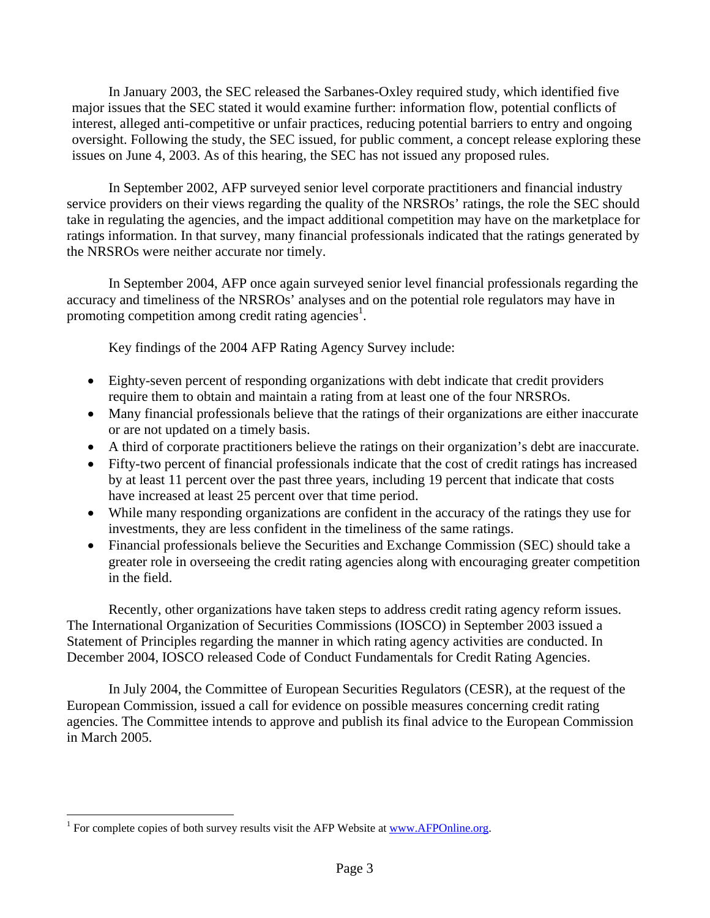In January 2003, the SEC released the Sarbanes-Oxley required study, which identified five major issues that the SEC stated it would examine further: information flow, potential conflicts of interest, alleged anti-competitive or unfair practices, reducing potential barriers to entry and ongoing oversight. Following the study, the SEC issued, for public comment, a concept release exploring these issues on June 4, 2003. As of this hearing, the SEC has not issued any proposed rules.

In September 2002, AFP surveyed senior level corporate practitioners and financial industry service providers on their views regarding the quality of the NRSROs' ratings, the role the SEC should take in regulating the agencies, and the impact additional competition may have on the marketplace for ratings information. In that survey, many financial professionals indicated that the ratings generated by the NRSROs were neither accurate nor timely.

In September 2004, AFP once again surveyed senior level financial professionals regarding the accuracy and timeliness of the NRSROs' analyses and on the potential role regulators may have in promoting competition among credit rating agencies[1].

Key findings of the 2004 AFP Rating Agency Survey include:

- Eighty-seven percent of responding organizations with debt indicate that credit providers require them to obtain and maintain a rating from at least one of the four NRSROs.
- Many financial professionals believe that the ratings of their organizations are either inaccurate or are not updated on a timely basis.
- A third of corporate practitioners believe the ratings on their organization's debt are inaccurate.
- Fifty-two percent of financial professionals indicate that the cost of credit ratings has increased by at least 11 percent over the past three years, including 19 percent that indicate that costs have increased at least 25 percent over that time period.
- While many responding organizations are confident in the accuracy of the ratings they use for investments, they are less confident in the timeliness of the same ratings.
- Financial professionals believe the Securities and Exchange Commission (SEC) should take a greater role in overseeing the credit rating agencies along with encouraging greater competition in the field.

Recently, other organizations have taken steps to address credit rating agency reform issues. The International Organization of Securities Commissions (IOSCO) in September 2003 issued a Statement of Principles regarding the manner in which rating agency activities are conducted. In December 2004, IOSCO released Code of Conduct Fundamentals for Credit Rating Agencies.

In July 2004, the Committee of European Securities Regulators (CESR), at the request of the European Commission, issued a call for evidence on possible measures concerning credit rating agencies. The Committee intends to approve and publish its final advice to the European Commission in March 2005.

[1] For complete copies of both survey results visit the AFP Website at www.AFPOnline.org.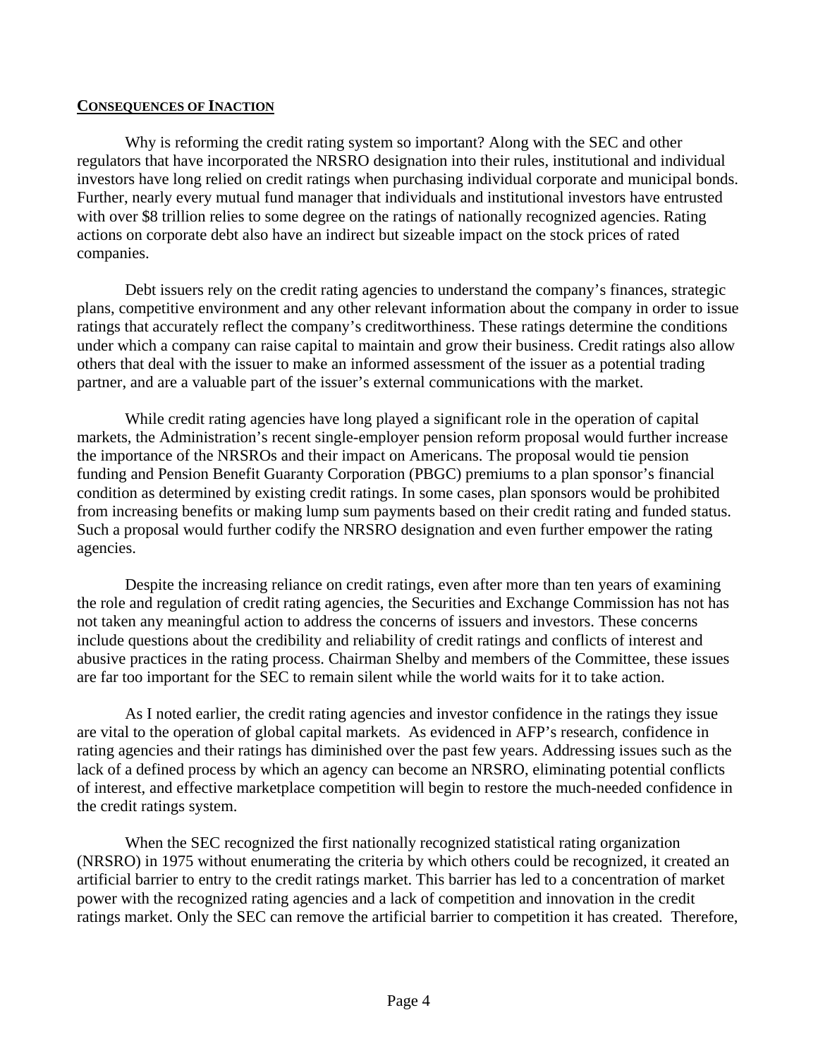**CONSEQUENCES OF INACTION**

Why is reforming the credit rating system so important? Along with the SEC and other regulators that have incorporated the NRSRO designation into their rules, institutional and individual investors have long relied on credit ratings when purchasing individual corporate and municipal bonds. Further, nearly every mutual fund manager that individuals and institutional investors have entrusted with over $8 trillion relies to some degree on the ratings of nationally recognized agencies. Rating actions on corporate debt also have an indirect but sizeable impact on the stock prices of rated companies.

Debt issuers rely on the credit rating agencies to understand the company's finances, strategic plans, competitive environment and any other relevant information about the company in order to issue ratings that accurately reflect the company's creditworthiness. These ratings determine the conditions under which a company can raise capital to maintain and grow their business. Credit ratings also allow others that deal with the issuer to make an informed assessment of the issuer as a potential trading partner, and are a valuable part of the issuer's external communications with the market.

While credit rating agencies have long played a significant role in the operation of capital markets, the Administration's recent single-employer pension reform proposal would further increase the importance of the NRSROs and their impact on Americans. The proposal would tie pension funding and Pension Benefit Guaranty Corporation (PBGC) premiums to a plan sponsor's financial condition as determined by existing credit ratings. In some cases, plan sponsors would be prohibited from increasing benefits or making lump sum payments based on their credit rating and funded status. Such a proposal would further codify the NRSRO designation and even further empower the rating agencies.

Despite the increasing reliance on credit ratings, even after more than ten years of examining the role and regulation of credit rating agencies, the Securities and Exchange Commission has not has not taken any meaningful action to address the concerns of issuers and investors. These concerns include questions about the credibility and reliability of credit ratings and conflicts of interest and abusive practices in the rating process. Chairman Shelby and members of the Committee, these issues are far too important for the SEC to remain silent while the world waits for it to take action.

As I noted earlier, the credit rating agencies and investor confidence in the ratings they issue are vital to the operation of global capital markets. As evidenced in AFP's research, confidence in rating agencies and their ratings has diminished over the past few years. Addressing issues such as the lack of a defined process by which an agency can become an NRSRO, eliminating potential conflicts of interest, and effective marketplace competition will begin to restore the much-needed confidence in the credit ratings system.

When the SEC recognized the first nationally recognized statistical rating organization (NRSRO) in 1975 without enumerating the criteria by which others could be recognized, it created an artificial barrier to entry to the credit ratings market. This barrier has led to a concentration of market power with the recognized rating agencies and a lack of competition and innovation in the credit ratings market. Only the SEC can remove the artificial barrier to competition it has created. Therefore,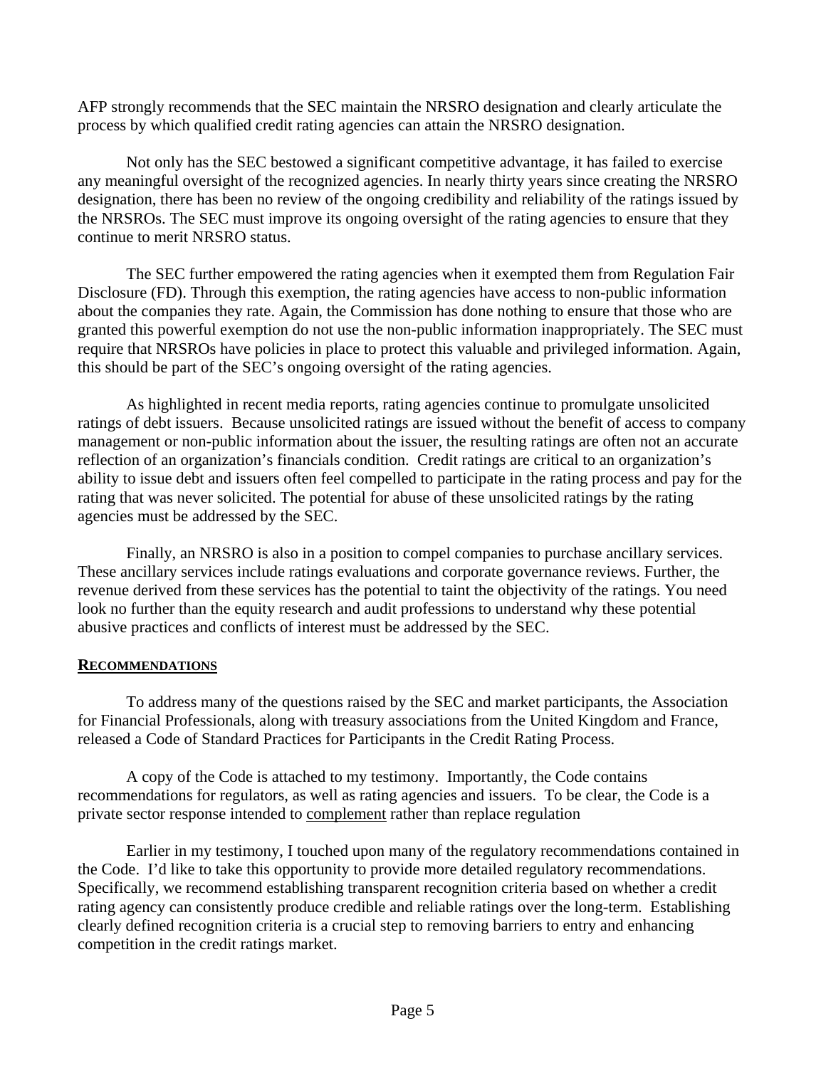AFP strongly recommends that the SEC maintain the NRSRO designation and clearly articulate the process by which qualified credit rating agencies can attain the NRSRO designation.

Not only has the SEC bestowed a significant competitive advantage, it has failed to exercise any meaningful oversight of the recognized agencies. In nearly thirty years since creating the NRSRO designation, there has been no review of the ongoing credibility and reliability of the ratings issued by the NRSROs. The SEC must improve its ongoing oversight of the rating agencies to ensure that they continue to merit NRSRO status.

The SEC further empowered the rating agencies when it exempted them from Regulation Fair Disclosure (FD). Through this exemption, the rating agencies have access to non-public information about the companies they rate. Again, the Commission has done nothing to ensure that those who are granted this powerful exemption do not use the non-public information inappropriately. The SEC must require that NRSROs have policies in place to protect this valuable and privileged information. Again, this should be part of the SEC's ongoing oversight of the rating agencies.

As highlighted in recent media reports, rating agencies continue to promulgate unsolicited ratings of debt issuers. Because unsolicited ratings are issued without the benefit of access to company management or non-public information about the issuer, the resulting ratings are often not an accurate reflection of an organization's financials condition. Credit ratings are critical to an organization's ability to issue debt and issuers often feel compelled to participate in the rating process and pay for the rating that was never solicited. The potential for abuse of these unsolicited ratings by the rating agencies must be addressed by the SEC.

Finally, an NRSRO is also in a position to compel companies to purchase ancillary services. These ancillary services include ratings evaluations and corporate governance reviews. Further, the revenue derived from these services has the potential to taint the objectivity of the ratings. You need look no further than the equity research and audit professions to understand why these potential abusive practices and conflicts of interest must be addressed by the SEC.

## RECOMMENDATIONS

To address many of the questions raised by the SEC and market participants, the Association for Financial Professionals, along with treasury associations from the United Kingdom and France, released a Code of Standard Practices for Participants in the Credit Rating Process.

A copy of the Code is attached to my testimony. Importantly, the Code contains recommendations for regulators, as well as rating agencies and issuers. To be clear, the Code is a private sector response intended to complement rather than replace regulation

Earlier in my testimony, I touched upon many of the regulatory recommendations contained in the Code. I'd like to take this opportunity to provide more detailed regulatory recommendations. Specifically, we recommend establishing transparent recognition criteria based on whether a credit rating agency can consistently produce credible and reliable ratings over the long-term. Establishing clearly defined recognition criteria is a crucial step to removing barriers to entry and enhancing competition in the credit ratings market.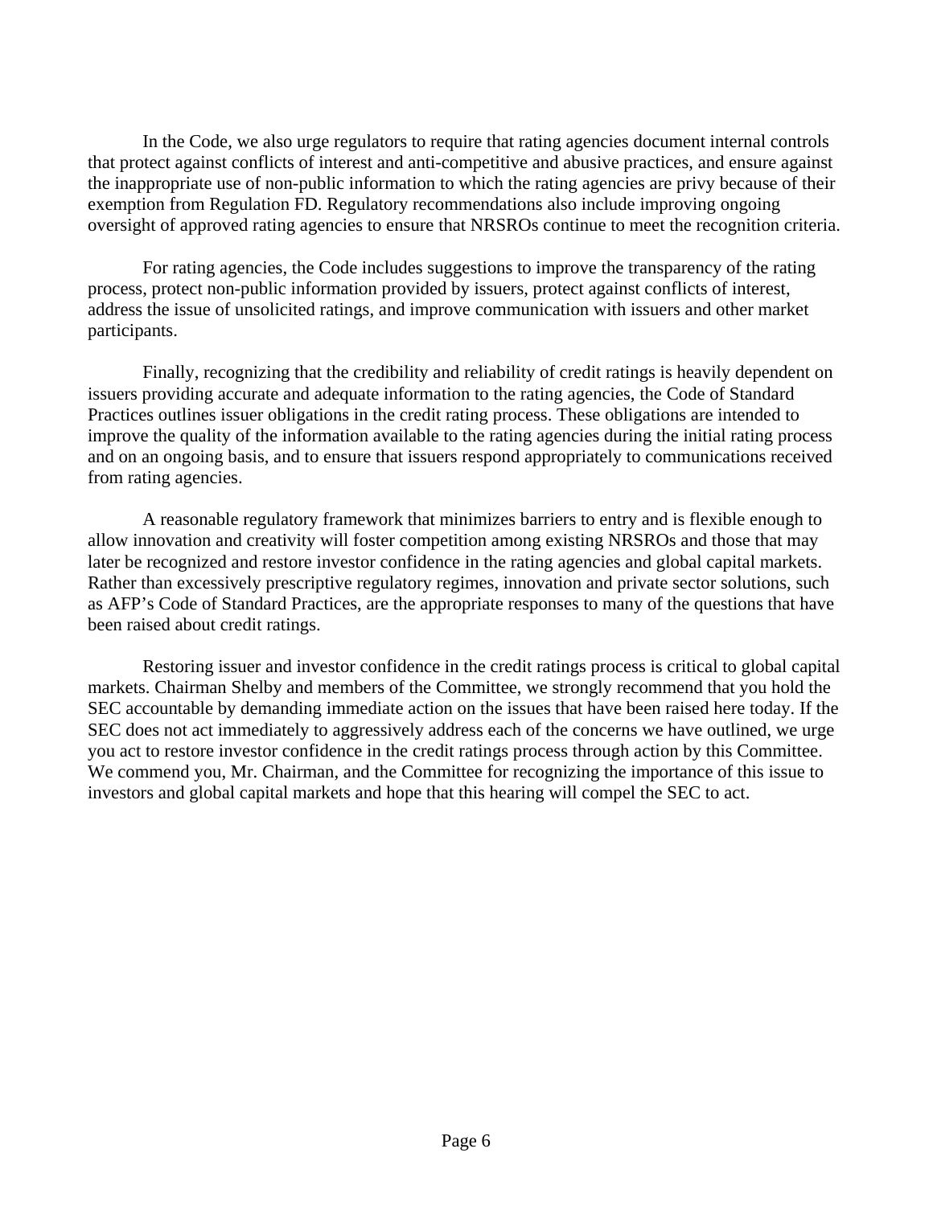In the Code, we also urge regulators to require that rating agencies document internal controls that protect against conflicts of interest and anti-competitive and abusive practices, and ensure against the inappropriate use of non-public information to which the rating agencies are privy because of their exemption from Regulation FD. Regulatory recommendations also include improving ongoing oversight of approved rating agencies to ensure that NRSROs continue to meet the recognition criteria.

For rating agencies, the Code includes suggestions to improve the transparency of the rating process, protect non-public information provided by issuers, protect against conflicts of interest, address the issue of unsolicited ratings, and improve communication with issuers and other market participants.

Finally, recognizing that the credibility and reliability of credit ratings is heavily dependent on issuers providing accurate and adequate information to the rating agencies, the Code of Standard Practices outlines issuer obligations in the credit rating process. These obligations are intended to improve the quality of the information available to the rating agencies during the initial rating process and on an ongoing basis, and to ensure that issuers respond appropriately to communications received from rating agencies.

A reasonable regulatory framework that minimizes barriers to entry and is flexible enough to allow innovation and creativity will foster competition among existing NRSROs and those that may later be recognized and restore investor confidence in the rating agencies and global capital markets. Rather than excessively prescriptive regulatory regimes, innovation and private sector solutions, such as AFP's Code of Standard Practices, are the appropriate responses to many of the questions that have been raised about credit ratings.

Restoring issuer and investor confidence in the credit ratings process is critical to global capital markets. Chairman Shelby and members of the Committee, we strongly recommend that you hold the SEC accountable by demanding immediate action on the issues that have been raised here today. If the SEC does not act immediately to aggressively address each of the concerns we have outlined, we urge you act to restore investor confidence in the credit ratings process through action by this Committee. We commend you, Mr. Chairman, and the Committee for recognizing the importance of this issue to investors and global capital markets and hope that this hearing will compel the SEC to act.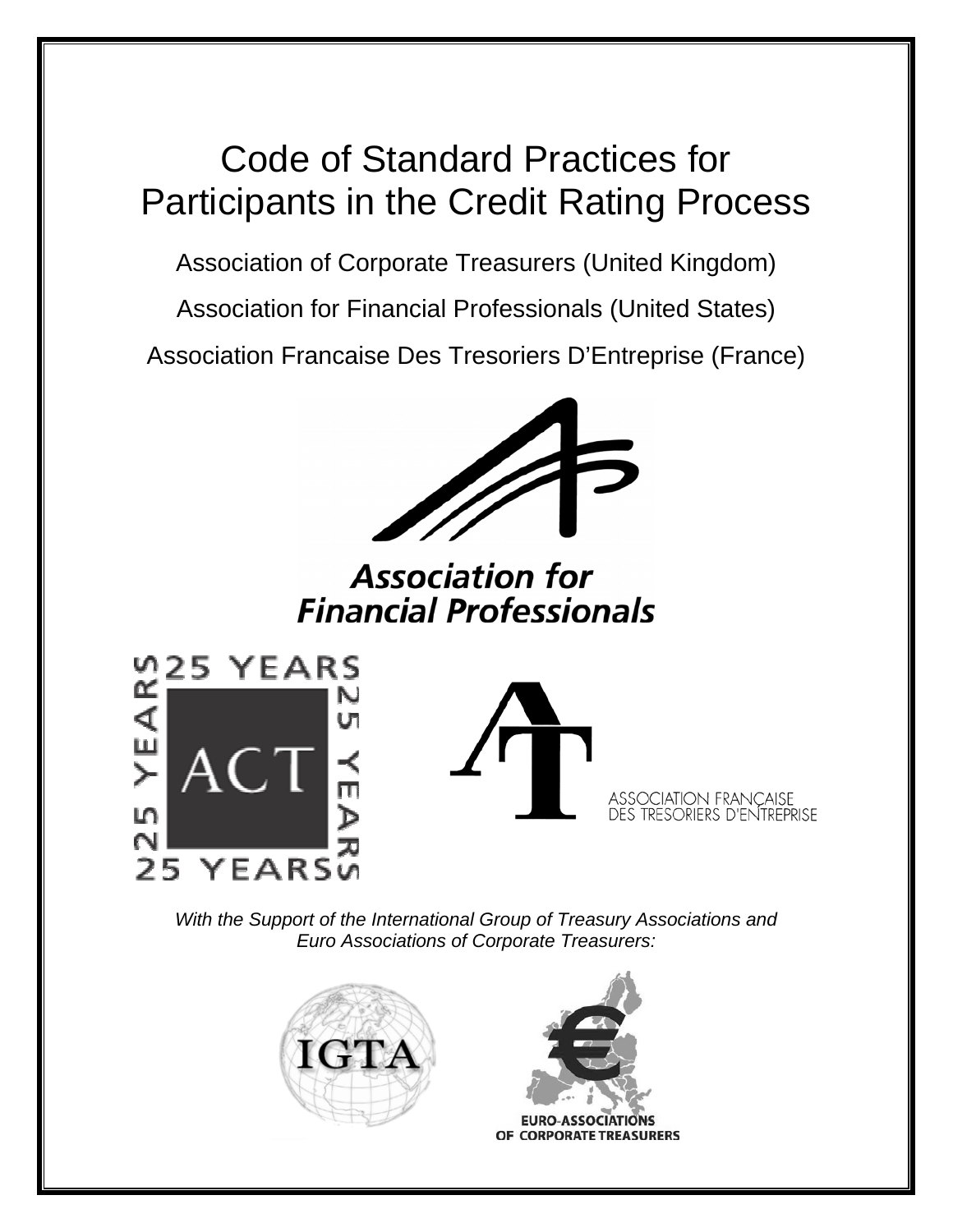# Code of Standard Practices for Participants in the Credit Rating Process

Association of Corporate Treasurers (United Kingdom)

Association for Financial Professionals (United States)

Association Francaise Des Tresoriers D'Entreprise (France)

**Association for Financial Professionals**

25 YEARS ACT

ASSOCIATION FRANÇAISE DES TRESORIERS D'ENTREPRISE

*With the Support of the International Group of Treasury Associations and Euro Associations of Corporate Treasurers:*

IGTA

EURO-ASSOCIATIONS OF CORPORATE TREASURERS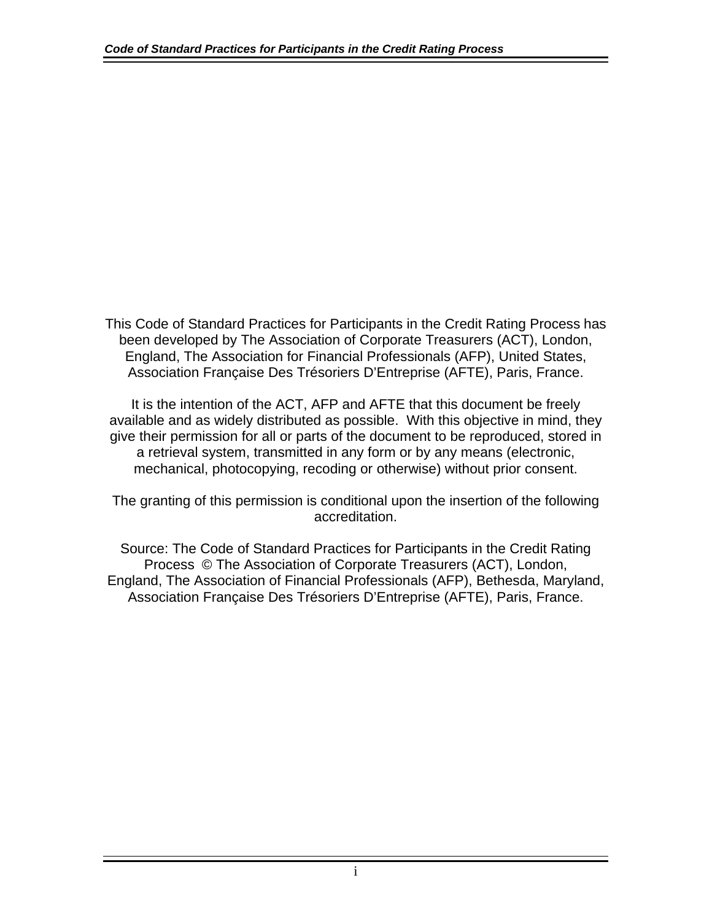This Code of Standard Practices for Participants in the Credit Rating Process has been developed by The Association of Corporate Treasurers (ACT), London, England, The Association for Financial Professionals (AFP), United States, Association Française Des Trésoriers D'Entreprise (AFTE), Paris, France.

It is the intention of the ACT, AFP and AFTE that this document be freely available and as widely distributed as possible. With this objective in mind, they give their permission for all or parts of the document to be reproduced, stored in a retrieval system, transmitted in any form or by any means (electronic, mechanical, photocopying, recoding or otherwise) without prior consent.

The granting of this permission is conditional upon the insertion of the following accreditation.

Source: The Code of Standard Practices for Participants in the Credit Rating Process © The Association of Corporate Treasurers (ACT), London, England, The Association of Financial Professionals (AFP), Bethesda, Maryland, Association Française Des Trésoriers D'Entreprise (AFTE), Paris, France.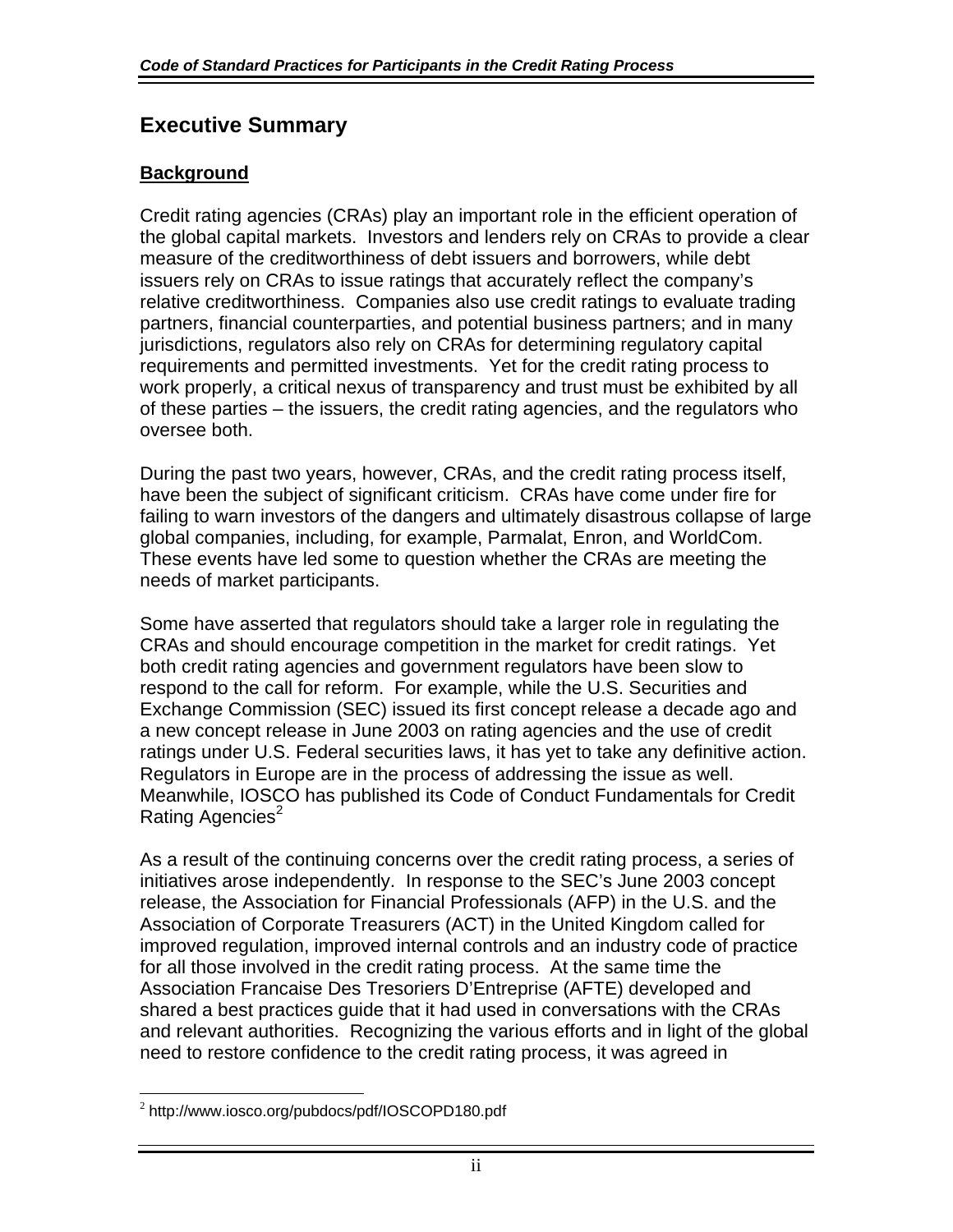# Executive Summary

## Background

Credit rating agencies (CRAs) play an important role in the efficient operation of the global capital markets. Investors and lenders rely on CRAs to provide a clear measure of the creditworthiness of debt issuers and borrowers, while debt issuers rely on CRAs to issue ratings that accurately reflect the company's relative creditworthiness. Companies also use credit ratings to evaluate trading partners, financial counterparties, and potential business partners; and in many jurisdictions, regulators also rely on CRAs for determining regulatory capital requirements and permitted investments. Yet for the credit rating process to work properly, a critical nexus of transparency and trust must be exhibited by all of these parties – the issuers, the credit rating agencies, and the regulators who oversee both.

During the past two years, however, CRAs, and the credit rating process itself, have been the subject of significant criticism. CRAs have come under fire for failing to warn investors of the dangers and ultimately disastrous collapse of large global companies, including, for example, Parmalat, Enron, and WorldCom. These events have led some to question whether the CRAs are meeting the needs of market participants.

Some have asserted that regulators should take a larger role in regulating the CRAs and should encourage competition in the market for credit ratings. Yet both credit rating agencies and government regulators have been slow to respond to the call for reform. For example, while the U.S. Securities and Exchange Commission (SEC) issued its first concept release a decade ago and a new concept release in June 2003 on rating agencies and the use of credit ratings under U.S. Federal securities laws, it has yet to take any definitive action. Regulators in Europe are in the process of addressing the issue as well. Meanwhile, IOSCO has published its Code of Conduct Fundamentals for Credit Rating Agencies[2]

As a result of the continuing concerns over the credit rating process, a series of initiatives arose independently. In response to the SEC's June 2003 concept release, the Association for Financial Professionals (AFP) in the U.S. and the Association of Corporate Treasurers (ACT) in the United Kingdom called for improved regulation, improved internal controls and an industry code of practice for all those involved in the credit rating process. At the same time the Association Francaise Des Tresoriers D'Entreprise (AFTE) developed and shared a best practices guide that it had used in conversations with the CRAs and relevant authorities. Recognizing the various efforts and in light of the global need to restore confidence to the credit rating process, it was agreed in

[2] http://www.iosco.org/pubdocs/pdf/IOSCOPD180.pdf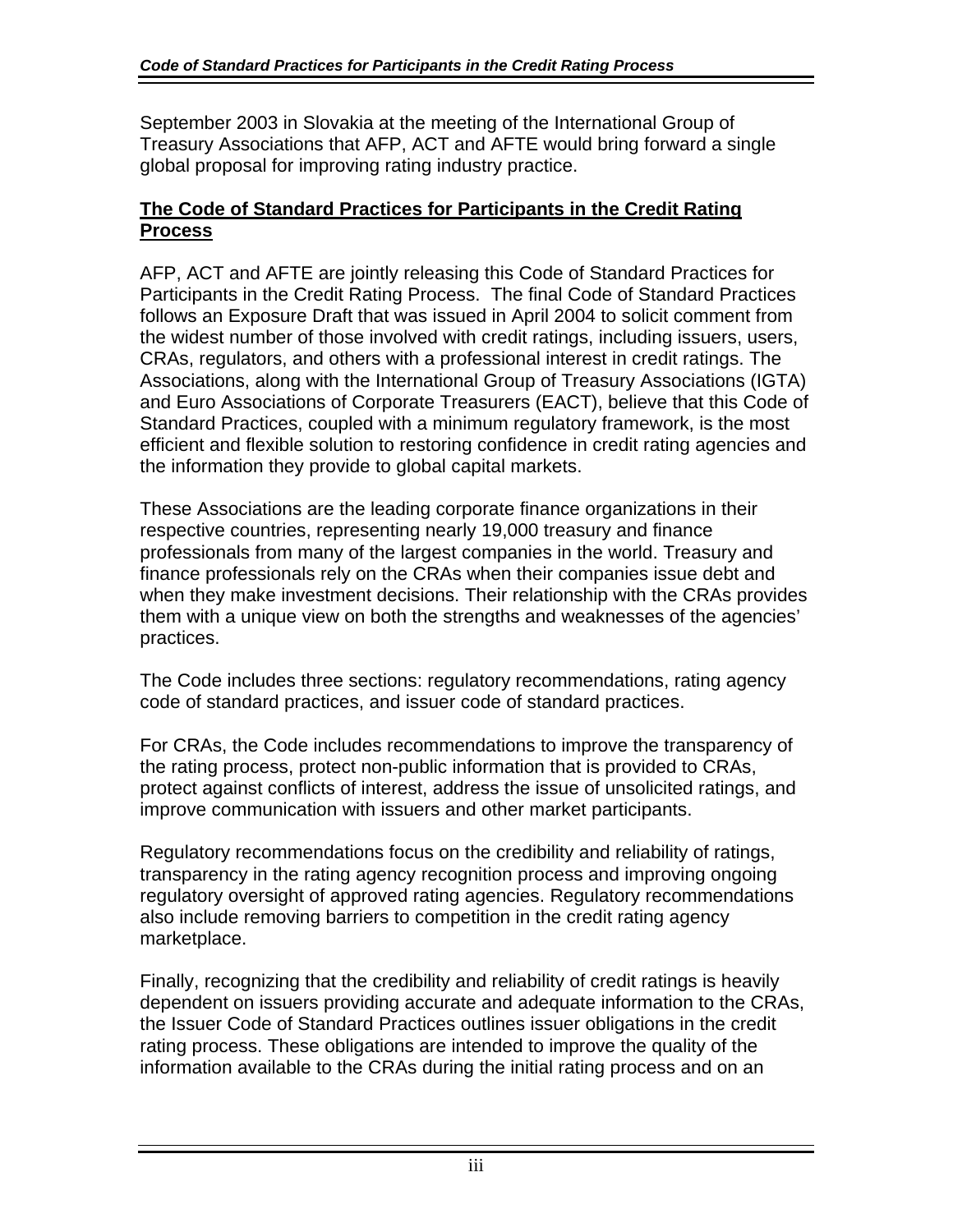September 2003 in Slovakia at the meeting of the International Group of Treasury Associations that AFP, ACT and AFTE would bring forward a single global proposal for improving rating industry practice.

## The Code of Standard Practices for Participants in the Credit Rating Process

AFP, ACT and AFTE are jointly releasing this Code of Standard Practices for Participants in the Credit Rating Process. The final Code of Standard Practices follows an Exposure Draft that was issued in April 2004 to solicit comment from the widest number of those involved with credit ratings, including issuers, users, CRAs, regulators, and others with a professional interest in credit ratings. The Associations, along with the International Group of Treasury Associations (IGTA) and Euro Associations of Corporate Treasurers (EACT), believe that this Code of Standard Practices, coupled with a minimum regulatory framework, is the most efficient and flexible solution to restoring confidence in credit rating agencies and the information they provide to global capital markets.

These Associations are the leading corporate finance organizations in their respective countries, representing nearly 19,000 treasury and finance professionals from many of the largest companies in the world. Treasury and finance professionals rely on the CRAs when their companies issue debt and when they make investment decisions. Their relationship with the CRAs provides them with a unique view on both the strengths and weaknesses of the agencies' practices.

The Code includes three sections: regulatory recommendations, rating agency code of standard practices, and issuer code of standard practices.

For CRAs, the Code includes recommendations to improve the transparency of the rating process, protect non-public information that is provided to CRAs, protect against conflicts of interest, address the issue of unsolicited ratings, and improve communication with issuers and other market participants.

Regulatory recommendations focus on the credibility and reliability of ratings, transparency in the rating agency recognition process and improving ongoing regulatory oversight of approved rating agencies. Regulatory recommendations also include removing barriers to competition in the credit rating agency marketplace.

Finally, recognizing that the credibility and reliability of credit ratings is heavily dependent on issuers providing accurate and adequate information to the CRAs, the Issuer Code of Standard Practices outlines issuer obligations in the credit rating process. These obligations are intended to improve the quality of the information available to the CRAs during the initial rating process and on an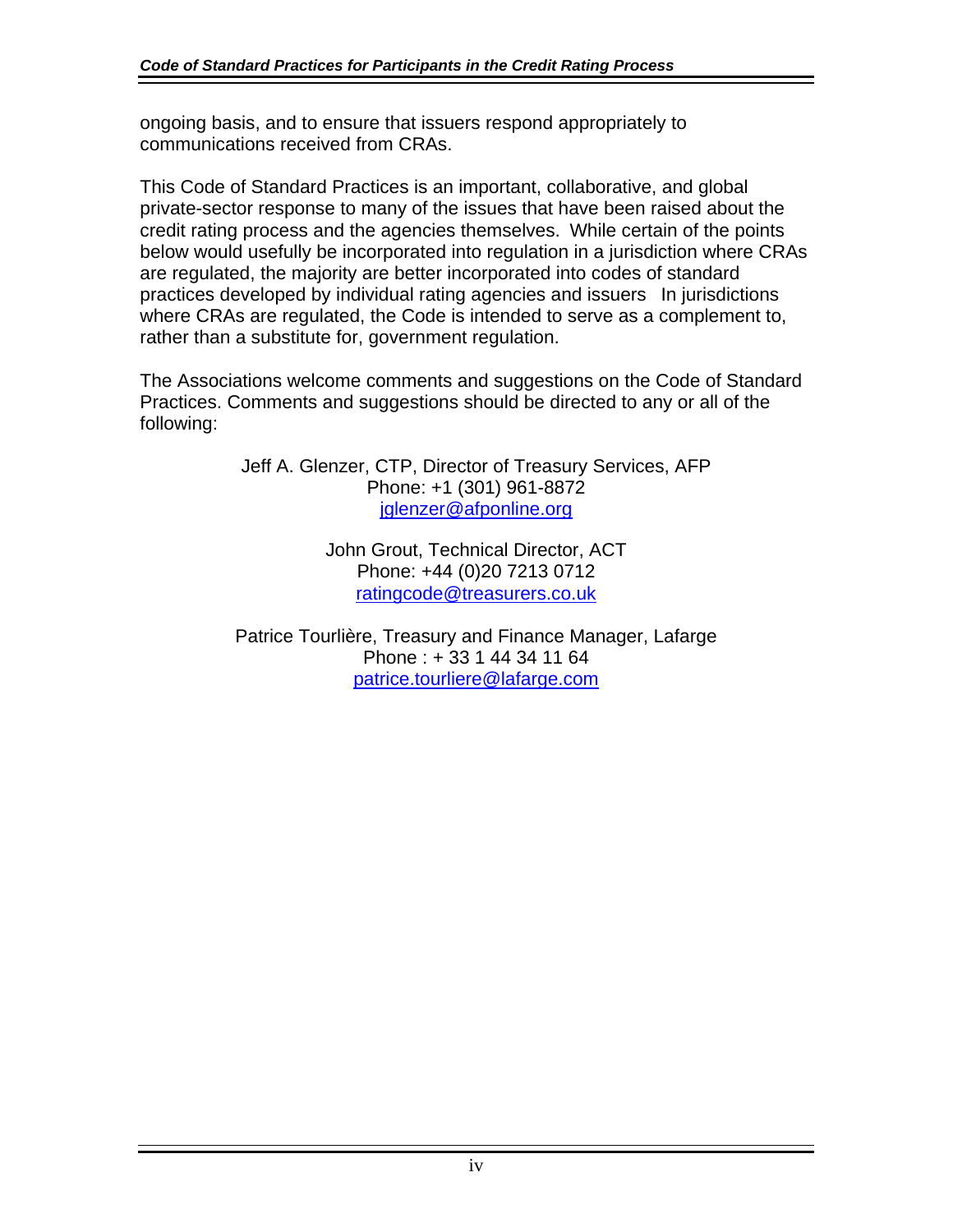ongoing basis, and to ensure that issuers respond appropriately to communications received from CRAs.

This Code of Standard Practices is an important, collaborative, and global private-sector response to many of the issues that have been raised about the credit rating process and the agencies themselves. While certain of the points below would usefully be incorporated into regulation in a jurisdiction where CRAs are regulated, the majority are better incorporated into codes of standard practices developed by individual rating agencies and issuers In jurisdictions where CRAs are regulated, the Code is intended to serve as a complement to, rather than a substitute for, government regulation.

The Associations welcome comments and suggestions on the Code of Standard Practices. Comments and suggestions should be directed to any or all of the following:

Jeff A. Glenzer, CTP, Director of Treasury Services, AFP
Phone: +1 (301) 961-8872
jglenzer@afponline.org

John Grout, Technical Director, ACT
Phone: +44 (0)20 7213 0712
ratingcode@treasurers.co.uk

Patrice Tourlière, Treasury and Finance Manager, Lafarge
Phone : + 33 1 44 34 11 64
patrice.tourliere@lafarge.com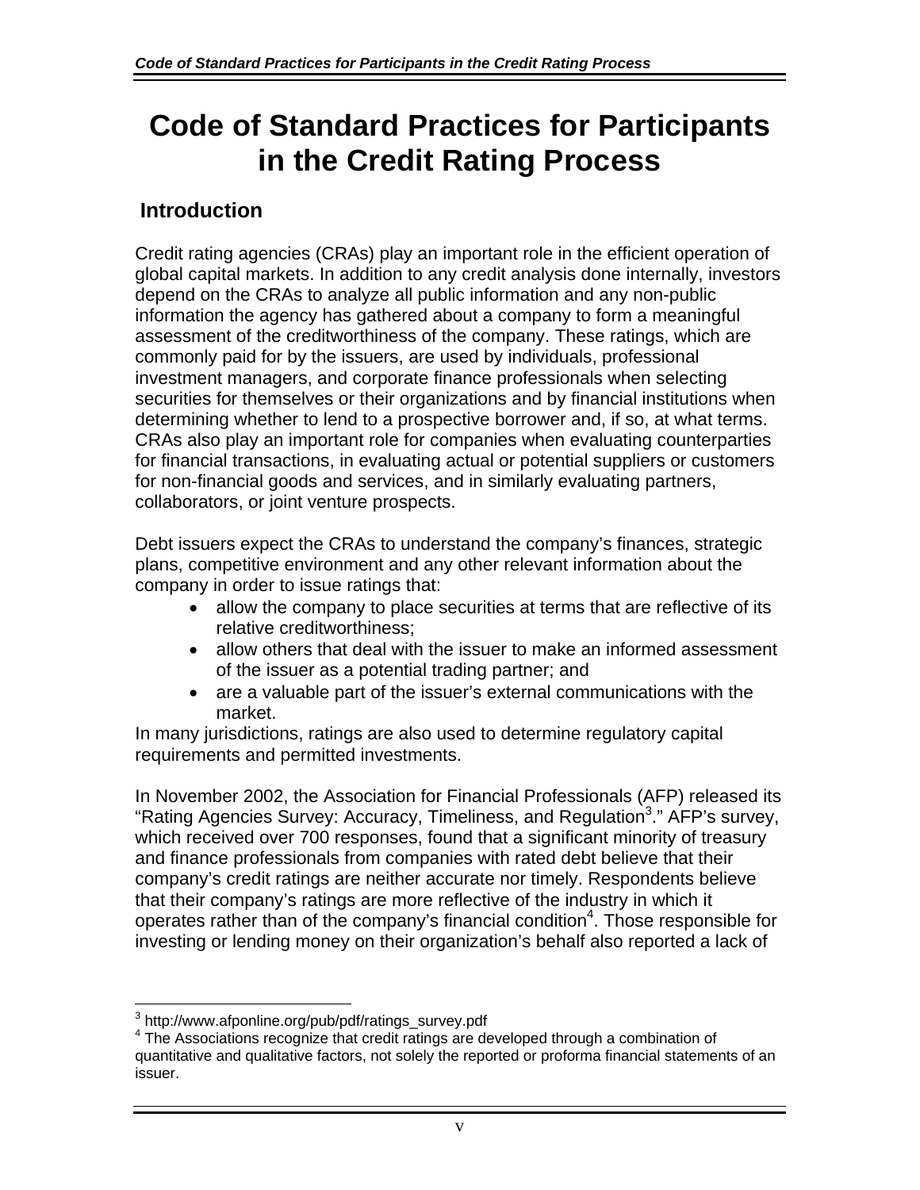# Code of Standard Practices for Participants in the Credit Rating Process

## Introduction

Credit rating agencies (CRAs) play an important role in the efficient operation of global capital markets. In addition to any credit analysis done internally, investors depend on the CRAs to analyze all public information and any non-public information the agency has gathered about a company to form a meaningful assessment of the creditworthiness of the company. These ratings, which are commonly paid for by the issuers, are used by individuals, professional investment managers, and corporate finance professionals when selecting securities for themselves or their organizations and by financial institutions when determining whether to lend to a prospective borrower and, if so, at what terms. CRAs also play an important role for companies when evaluating counterparties for financial transactions, in evaluating actual or potential suppliers or customers for non-financial goods and services, and in similarly evaluating partners, collaborators, or joint venture prospects.

Debt issuers expect the CRAs to understand the company's finances, strategic plans, competitive environment and any other relevant information about the company in order to issue ratings that:

- allow the company to place securities at terms that are reflective of its relative creditworthiness;
- allow others that deal with the issuer to make an informed assessment of the issuer as a potential trading partner; and
- are a valuable part of the issuer's external communications with the market.

In many jurisdictions, ratings are also used to determine regulatory capital requirements and permitted investments.

In November 2002, the Association for Financial Professionals (AFP) released its "Rating Agencies Survey: Accuracy, Timeliness, and Regulation[3]." AFP's survey, which received over 700 responses, found that a significant minority of treasury and finance professionals from companies with rated debt believe that their company's credit ratings are neither accurate nor timely. Respondents believe that their company's ratings are more reflective of the industry in which it operates rather than of the company's financial condition[4]. Those responsible for investing or lending money on their organization's behalf also reported a lack of

[3] http://www.afponline.org/pub/pdf/ratings_survey.pdf

[4] The Associations recognize that credit ratings are developed through a combination of quantitative and qualitative factors, not solely the reported or proforma financial statements of an issuer.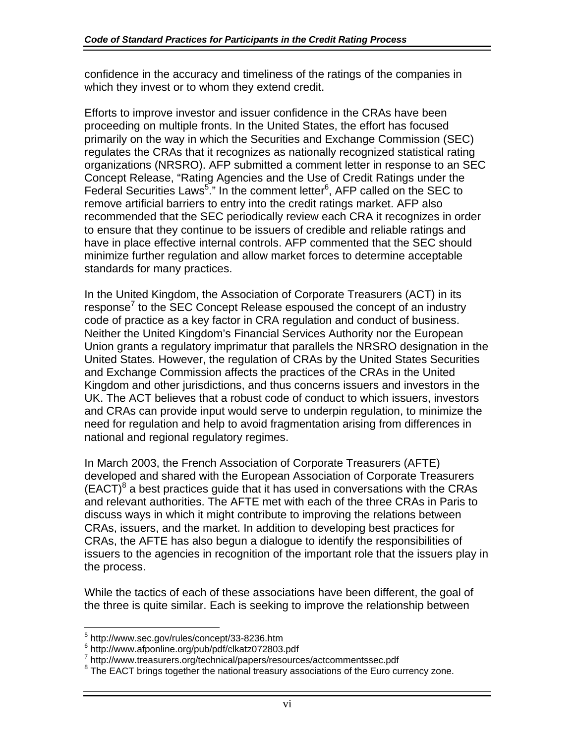confidence in the accuracy and timeliness of the ratings of the companies in which they invest or to whom they extend credit.

Efforts to improve investor and issuer confidence in the CRAs have been proceeding on multiple fronts. In the United States, the effort has focused primarily on the way in which the Securities and Exchange Commission (SEC) regulates the CRAs that it recognizes as nationally recognized statistical rating organizations (NRSRO). AFP submitted a comment letter in response to an SEC Concept Release, "Rating Agencies and the Use of Credit Ratings under the Federal Securities Laws[5]." In the comment letter[6], AFP called on the SEC to remove artificial barriers to entry into the credit ratings market. AFP also recommended that the SEC periodically review each CRA it recognizes in order to ensure that they continue to be issuers of credible and reliable ratings and have in place effective internal controls. AFP commented that the SEC should minimize further regulation and allow market forces to determine acceptable standards for many practices.

In the United Kingdom, the Association of Corporate Treasurers (ACT) in its response[7] to the SEC Concept Release espoused the concept of an industry code of practice as a key factor in CRA regulation and conduct of business. Neither the United Kingdom's Financial Services Authority nor the European Union grants a regulatory imprimatur that parallels the NRSRO designation in the United States. However, the regulation of CRAs by the United States Securities and Exchange Commission affects the practices of the CRAs in the United Kingdom and other jurisdictions, and thus concerns issuers and investors in the UK. The ACT believes that a robust code of conduct to which issuers, investors and CRAs can provide input would serve to underpin regulation, to minimize the need for regulation and help to avoid fragmentation arising from differences in national and regional regulatory regimes.

In March 2003, the French Association of Corporate Treasurers (AFTE) developed and shared with the European Association of Corporate Treasurers (EACT)[8] a best practices guide that it has used in conversations with the CRAs and relevant authorities. The AFTE met with each of the three CRAs in Paris to discuss ways in which it might contribute to improving the relations between CRAs, issuers, and the market. In addition to developing best practices for CRAs, the AFTE has also begun a dialogue to identify the responsibilities of issuers to the agencies in recognition of the important role that the issuers play in the process.

While the tactics of each of these associations have been different, the goal of the three is quite similar. Each is seeking to improve the relationship between

---

[5] http://www.sec.gov/rules/concept/33-8236.htm

[6] http://www.afponline.org/pub/pdf/clkatz072803.pdf

[7] http://www.treasurers.org/technical/papers/resources/actcommentssec.pdf

[8] The EACT brings together the national treasury associations of the Euro currency zone.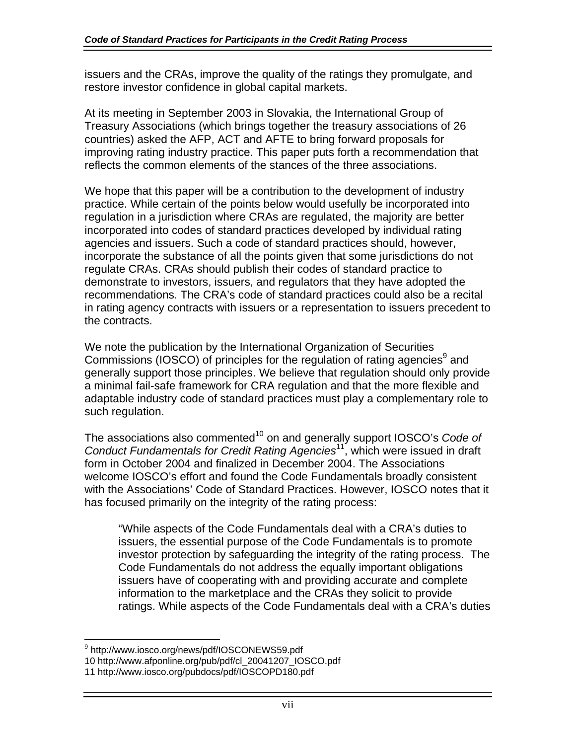issuers and the CRAs, improve the quality of the ratings they promulgate, and restore investor confidence in global capital markets.

At its meeting in September 2003 in Slovakia, the International Group of Treasury Associations (which brings together the treasury associations of 26 countries) asked the AFP, ACT and AFTE to bring forward proposals for improving rating industry practice. This paper puts forth a recommendation that reflects the common elements of the stances of the three associations.

We hope that this paper will be a contribution to the development of industry practice. While certain of the points below would usefully be incorporated into regulation in a jurisdiction where CRAs are regulated, the majority are better incorporated into codes of standard practices developed by individual rating agencies and issuers. Such a code of standard practices should, however, incorporate the substance of all the points given that some jurisdictions do not regulate CRAs. CRAs should publish their codes of standard practice to demonstrate to investors, issuers, and regulators that they have adopted the recommendations. The CRA's code of standard practices could also be a recital in rating agency contracts with issuers or a representation to issuers precedent to the contracts.

We note the publication by the International Organization of Securities Commissions (IOSCO) of principles for the regulation of rating agencies[9] and generally support those principles. We believe that regulation should only provide a minimal fail-safe framework for CRA regulation and that the more flexible and adaptable industry code of standard practices must play a complementary role to such regulation.

The associations also commented[10] on and generally support IOSCO's *Code of Conduct Fundamentals for Credit Rating Agencies*[11], which were issued in draft form in October 2004 and finalized in December 2004. The Associations welcome IOSCO's effort and found the Code Fundamentals broadly consistent with the Associations' Code of Standard Practices. However, IOSCO notes that it has focused primarily on the integrity of the rating process:

> "While aspects of the Code Fundamentals deal with a CRA's duties to issuers, the essential purpose of the Code Fundamentals is to promote investor protection by safeguarding the integrity of the rating process. The Code Fundamentals do not address the equally important obligations issuers have of cooperating with and providing accurate and complete information to the marketplace and the CRAs they solicit to provide ratings. While aspects of the Code Fundamentals deal with a CRA's duties

---

[9] http://www.iosco.org/news/pdf/IOSCONEWS59.pdf

10 http://www.afponline.org/pub/pdf/cl_20041207_IOSCO.pdf

11 http://www.iosco.org/pubdocs/pdf/IOSCOPD180.pdf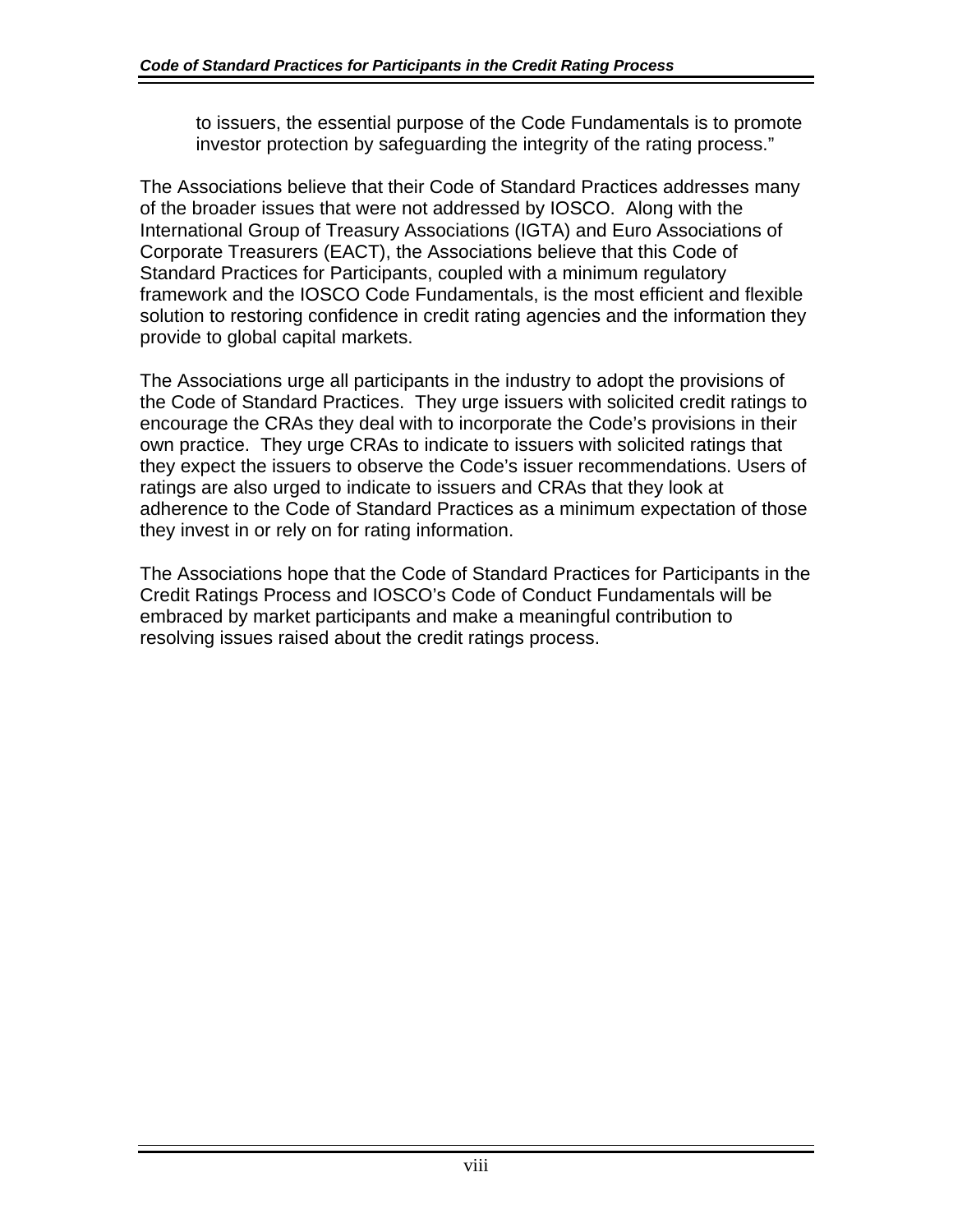to issuers, the essential purpose of the Code Fundamentals is to promote investor protection by safeguarding the integrity of the rating process."

The Associations believe that their Code of Standard Practices addresses many of the broader issues that were not addressed by IOSCO. Along with the International Group of Treasury Associations (IGTA) and Euro Associations of Corporate Treasurers (EACT), the Associations believe that this Code of Standard Practices for Participants, coupled with a minimum regulatory framework and the IOSCO Code Fundamentals, is the most efficient and flexible solution to restoring confidence in credit rating agencies and the information they provide to global capital markets.

The Associations urge all participants in the industry to adopt the provisions of the Code of Standard Practices. They urge issuers with solicited credit ratings to encourage the CRAs they deal with to incorporate the Code's provisions in their own practice. They urge CRAs to indicate to issuers with solicited ratings that they expect the issuers to observe the Code's issuer recommendations. Users of ratings are also urged to indicate to issuers and CRAs that they look at adherence to the Code of Standard Practices as a minimum expectation of those they invest in or rely on for rating information.

The Associations hope that the Code of Standard Practices for Participants in the Credit Ratings Process and IOSCO's Code of Conduct Fundamentals will be embraced by market participants and make a meaningful contribution to resolving issues raised about the credit ratings process.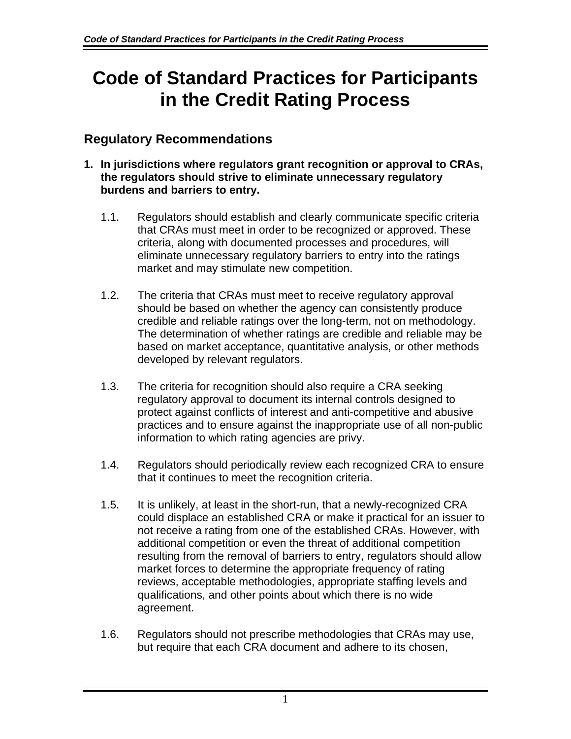# Code of Standard Practices for Participants in the Credit Rating Process

## Regulatory Recommendations

**1. In jurisdictions where regulators grant recognition or approval to CRAs, the regulators should strive to eliminate unnecessary regulatory burdens and barriers to entry.**

1.1. Regulators should establish and clearly communicate specific criteria that CRAs must meet in order to be recognized or approved. These criteria, along with documented processes and procedures, will eliminate unnecessary regulatory barriers to entry into the ratings market and may stimulate new competition.

1.2. The criteria that CRAs must meet to receive regulatory approval should be based on whether the agency can consistently produce credible and reliable ratings over the long-term, not on methodology. The determination of whether ratings are credible and reliable may be based on market acceptance, quantitative analysis, or other methods developed by relevant regulators.

1.3. The criteria for recognition should also require a CRA seeking regulatory approval to document its internal controls designed to protect against conflicts of interest and anti-competitive and abusive practices and to ensure against the inappropriate use of all non-public information to which rating agencies are privy.

1.4. Regulators should periodically review each recognized CRA to ensure that it continues to meet the recognition criteria.

1.5. It is unlikely, at least in the short-run, that a newly-recognized CRA could displace an established CRA or make it practical for an issuer to not receive a rating from one of the established CRAs. However, with additional competition or even the threat of additional competition resulting from the removal of barriers to entry, regulators should allow market forces to determine the appropriate frequency of rating reviews, acceptable methodologies, appropriate staffing levels and qualifications, and other points about which there is no wide agreement.

1.6. Regulators should not prescribe methodologies that CRAs may use, but require that each CRA document and adhere to its chosen,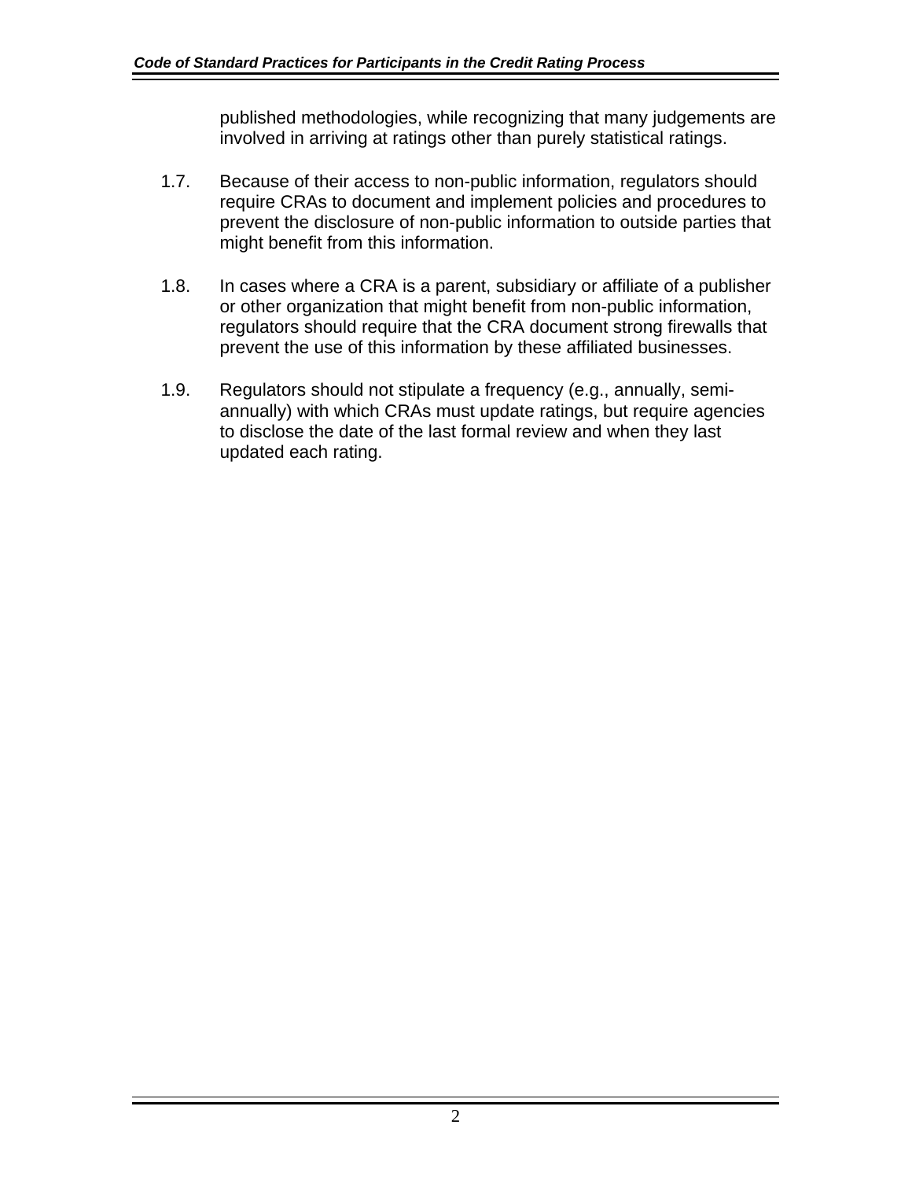published methodologies, while recognizing that many judgements are involved in arriving at ratings other than purely statistical ratings.

1.7. Because of their access to non-public information, regulators should require CRAs to document and implement policies and procedures to prevent the disclosure of non-public information to outside parties that might benefit from this information.

1.8. In cases where a CRA is a parent, subsidiary or affiliate of a publisher or other organization that might benefit from non-public information, regulators should require that the CRA document strong firewalls that prevent the use of this information by these affiliated businesses.

1.9. Regulators should not stipulate a frequency (e.g., annually, semi-annually) with which CRAs must update ratings, but require agencies to disclose the date of the last formal review and when they last updated each rating.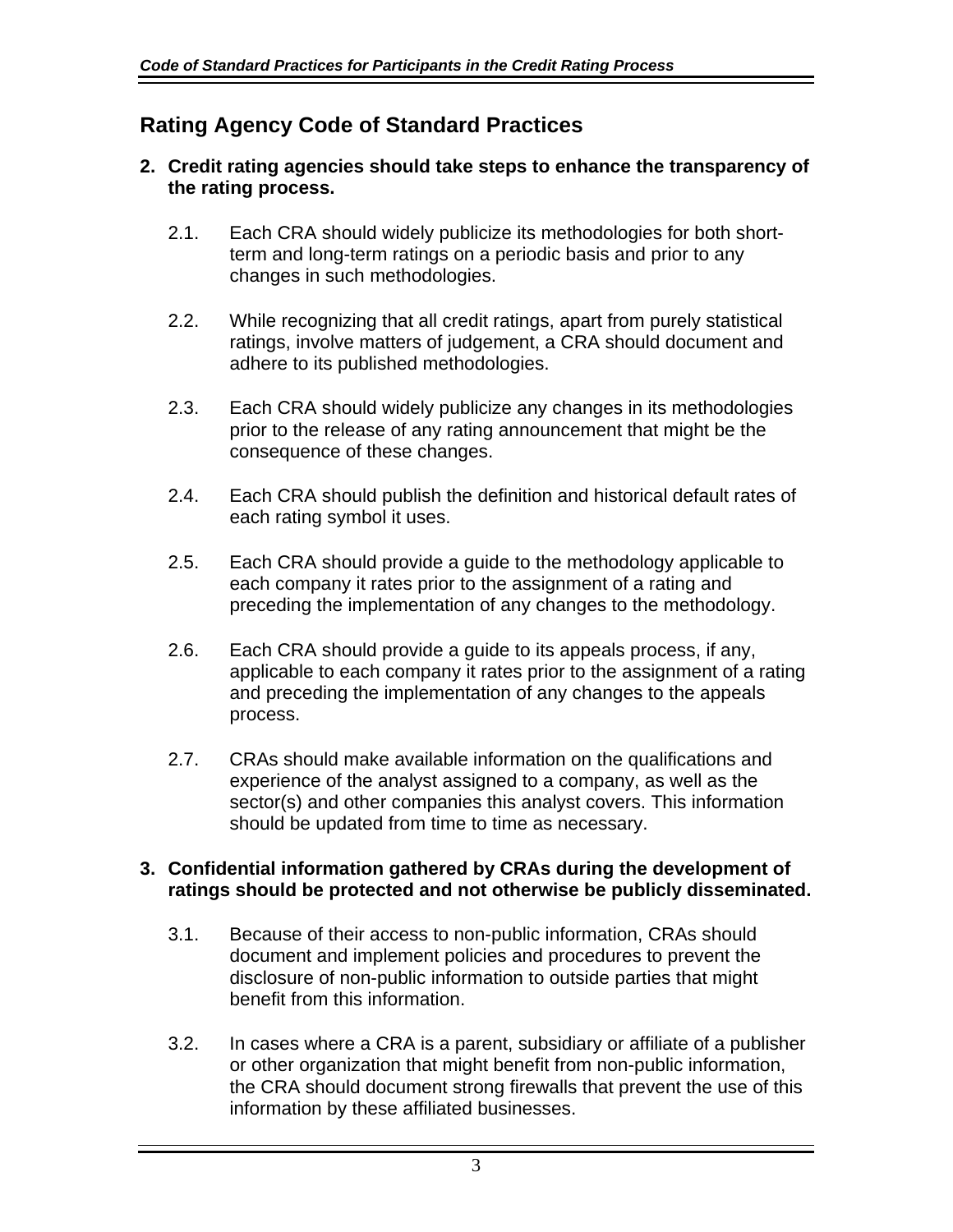## Rating Agency Code of Standard Practices

**2. Credit rating agencies should take steps to enhance the transparency of the rating process.**

2.1. Each CRA should widely publicize its methodologies for both short-term and long-term ratings on a periodic basis and prior to any changes in such methodologies.

2.2. While recognizing that all credit ratings, apart from purely statistical ratings, involve matters of judgement, a CRA should document and adhere to its published methodologies.

2.3. Each CRA should widely publicize any changes in its methodologies prior to the release of any rating announcement that might be the consequence of these changes.

2.4. Each CRA should publish the definition and historical default rates of each rating symbol it uses.

2.5. Each CRA should provide a guide to the methodology applicable to each company it rates prior to the assignment of a rating and preceding the implementation of any changes to the methodology.

2.6. Each CRA should provide a guide to its appeals process, if any, applicable to each company it rates prior to the assignment of a rating and preceding the implementation of any changes to the appeals process.

2.7. CRAs should make available information on the qualifications and experience of the analyst assigned to a company, as well as the sector(s) and other companies this analyst covers. This information should be updated from time to time as necessary.

**3. Confidential information gathered by CRAs during the development of ratings should be protected and not otherwise be publicly disseminated.**

3.1. Because of their access to non-public information, CRAs should document and implement policies and procedures to prevent the disclosure of non-public information to outside parties that might benefit from this information.

3.2. In cases where a CRA is a parent, subsidiary or affiliate of a publisher or other organization that might benefit from non-public information, the CRA should document strong firewalls that prevent the use of this information by these affiliated businesses.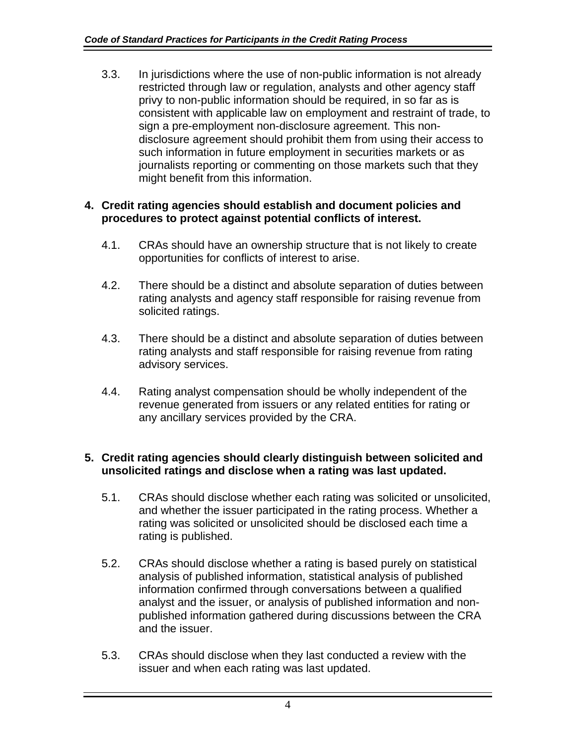3.3. In jurisdictions where the use of non-public information is not already restricted through law or regulation, analysts and other agency staff privy to non-public information should be required, in so far as is consistent with applicable law on employment and restraint of trade, to sign a pre-employment non-disclosure agreement. This non-disclosure agreement should prohibit them from using their access to such information in future employment in securities markets or as journalists reporting or commenting on those markets such that they might benefit from this information.

**4. Credit rating agencies should establish and document policies and procedures to protect against potential conflicts of interest.**

4.1. CRAs should have an ownership structure that is not likely to create opportunities for conflicts of interest to arise.

4.2. There should be a distinct and absolute separation of duties between rating analysts and agency staff responsible for raising revenue from solicited ratings.

4.3. There should be a distinct and absolute separation of duties between rating analysts and staff responsible for raising revenue from rating advisory services.

4.4. Rating analyst compensation should be wholly independent of the revenue generated from issuers or any related entities for rating or any ancillary services provided by the CRA.

**5. Credit rating agencies should clearly distinguish between solicited and unsolicited ratings and disclose when a rating was last updated.**

5.1. CRAs should disclose whether each rating was solicited or unsolicited, and whether the issuer participated in the rating process. Whether a rating was solicited or unsolicited should be disclosed each time a rating is published.

5.2. CRAs should disclose whether a rating is based purely on statistical analysis of published information, statistical analysis of published information confirmed through conversations between a qualified analyst and the issuer, or analysis of published information and non-published information gathered during discussions between the CRA and the issuer.

5.3. CRAs should disclose when they last conducted a review with the issuer and when each rating was last updated.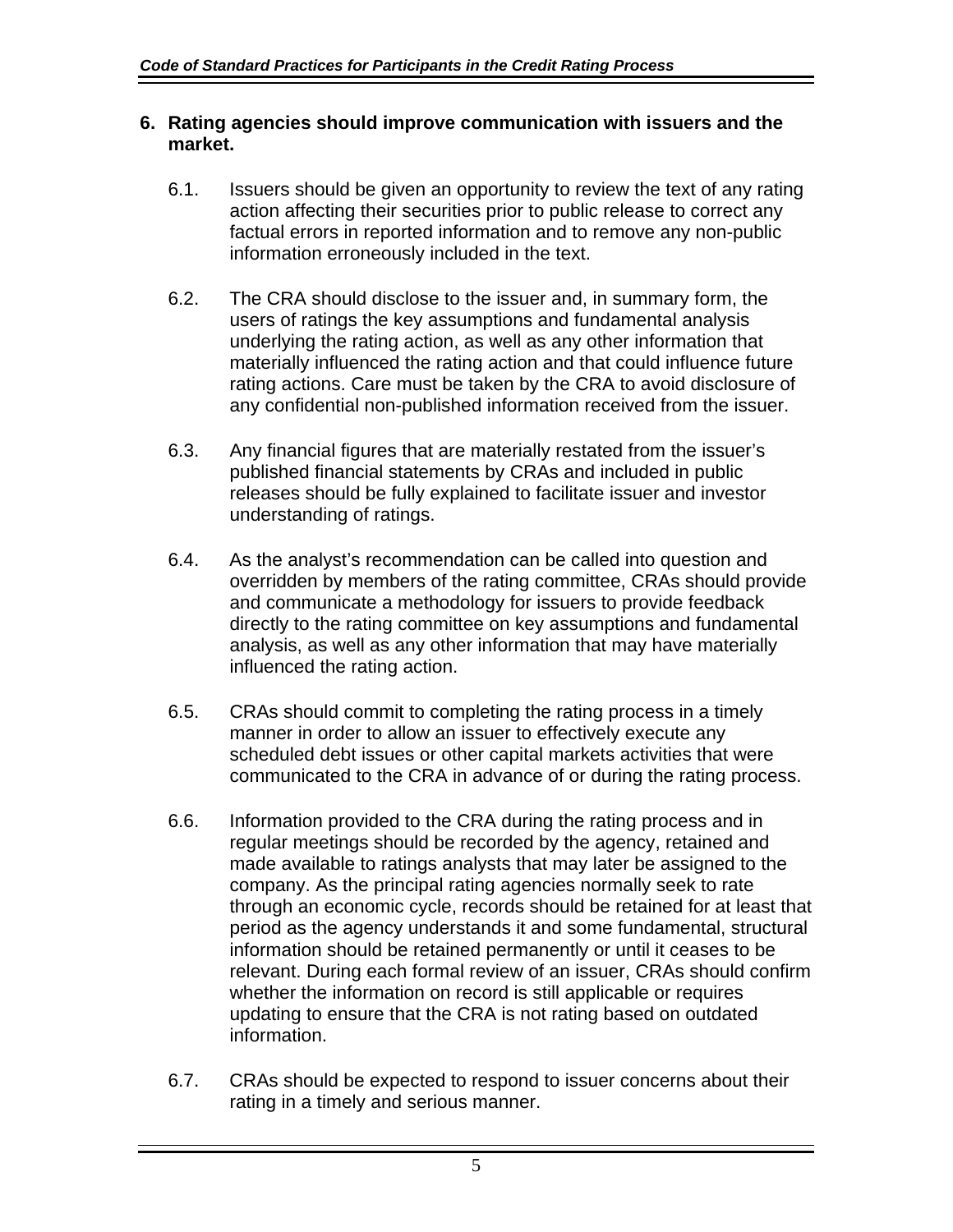## 6. Rating agencies should improve communication with issuers and the market.

6.1. Issuers should be given an opportunity to review the text of any rating action affecting their securities prior to public release to correct any factual errors in reported information and to remove any non-public information erroneously included in the text.

6.2. The CRA should disclose to the issuer and, in summary form, the users of ratings the key assumptions and fundamental analysis underlying the rating action, as well as any other information that materially influenced the rating action and that could influence future rating actions. Care must be taken by the CRA to avoid disclosure of any confidential non-published information received from the issuer.

6.3. Any financial figures that are materially restated from the issuer's published financial statements by CRAs and included in public releases should be fully explained to facilitate issuer and investor understanding of ratings.

6.4. As the analyst's recommendation can be called into question and overridden by members of the rating committee, CRAs should provide and communicate a methodology for issuers to provide feedback directly to the rating committee on key assumptions and fundamental analysis, as well as any other information that may have materially influenced the rating action.

6.5. CRAs should commit to completing the rating process in a timely manner in order to allow an issuer to effectively execute any scheduled debt issues or other capital markets activities that were communicated to the CRA in advance of or during the rating process.

6.6. Information provided to the CRA during the rating process and in regular meetings should be recorded by the agency, retained and made available to ratings analysts that may later be assigned to the company. As the principal rating agencies normally seek to rate through an economic cycle, records should be retained for at least that period as the agency understands it and some fundamental, structural information should be retained permanently or until it ceases to be relevant. During each formal review of an issuer, CRAs should confirm whether the information on record is still applicable or requires updating to ensure that the CRA is not rating based on outdated information.

6.7. CRAs should be expected to respond to issuer concerns about their rating in a timely and serious manner.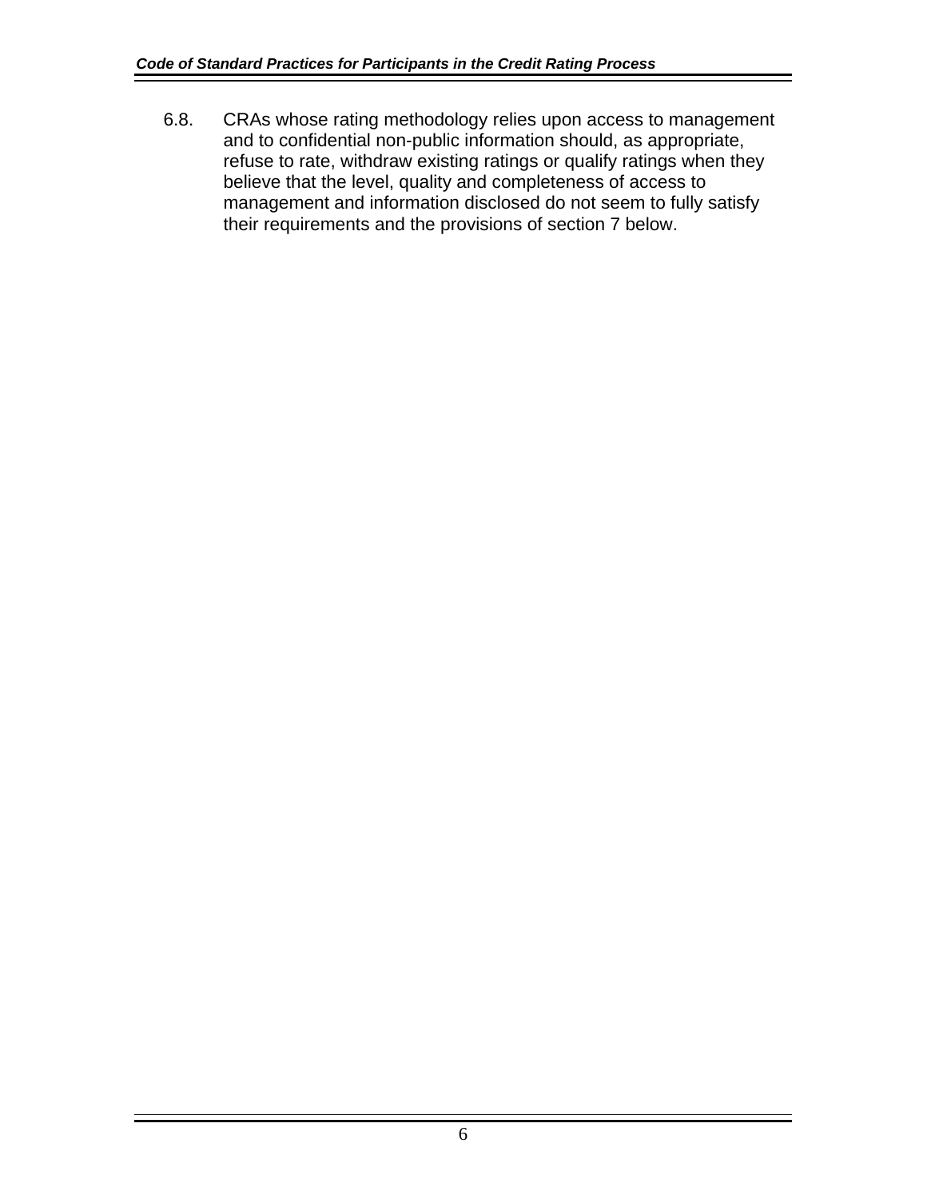6.8. CRAs whose rating methodology relies upon access to management and to confidential non-public information should, as appropriate, refuse to rate, withdraw existing ratings or qualify ratings when they believe that the level, quality and completeness of access to management and information disclosed do not seem to fully satisfy their requirements and the provisions of section 7 below.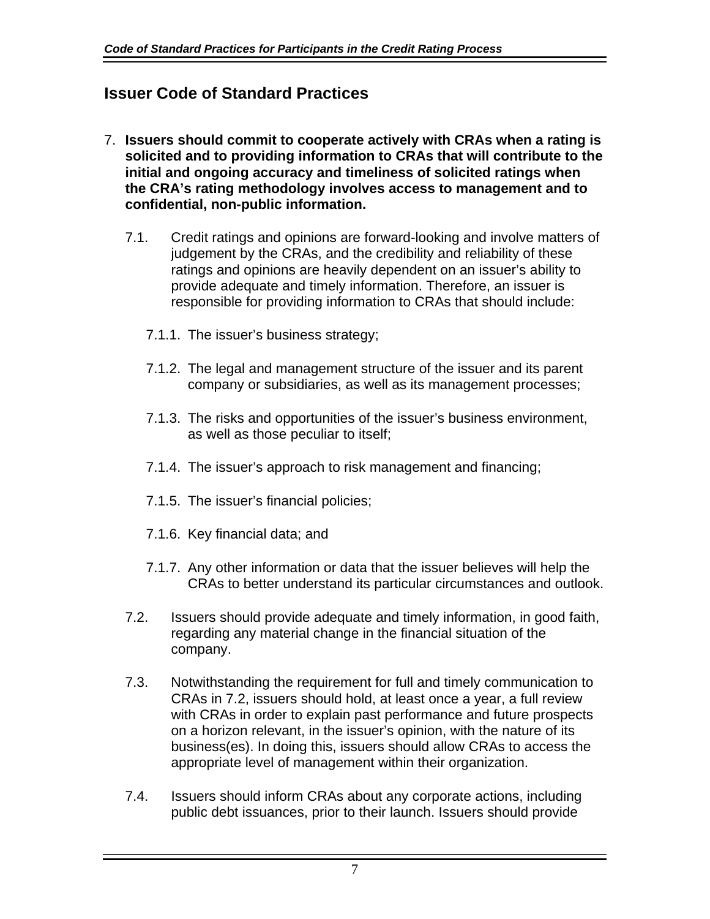## Issuer Code of Standard Practices

7. **Issuers should commit to cooperate actively with CRAs when a rating is solicited and to providing information to CRAs that will contribute to the initial and ongoing accuracy and timeliness of solicited ratings when the CRA's rating methodology involves access to management and to confidential, non-public information.**

   7.1. Credit ratings and opinions are forward-looking and involve matters of judgement by the CRAs, and the credibility and reliability of these ratings and opinions are heavily dependent on an issuer's ability to provide adequate and timely information. Therefore, an issuer is responsible for providing information to CRAs that should include:

      7.1.1. The issuer's business strategy;

      7.1.2. The legal and management structure of the issuer and its parent company or subsidiaries, as well as its management processes;

      7.1.3. The risks and opportunities of the issuer's business environment, as well as those peculiar to itself;

      7.1.4. The issuer's approach to risk management and financing;

      7.1.5. The issuer's financial policies;

      7.1.6. Key financial data; and

      7.1.7. Any other information or data that the issuer believes will help the CRAs to better understand its particular circumstances and outlook.

   7.2. Issuers should provide adequate and timely information, in good faith, regarding any material change in the financial situation of the company.

   7.3. Notwithstanding the requirement for full and timely communication to CRAs in 7.2, issuers should hold, at least once a year, a full review with CRAs in order to explain past performance and future prospects on a horizon relevant, in the issuer's opinion, with the nature of its business(es). In doing this, issuers should allow CRAs to access the appropriate level of management within their organization.

   7.4. Issuers should inform CRAs about any corporate actions, including public debt issuances, prior to their launch. Issuers should provide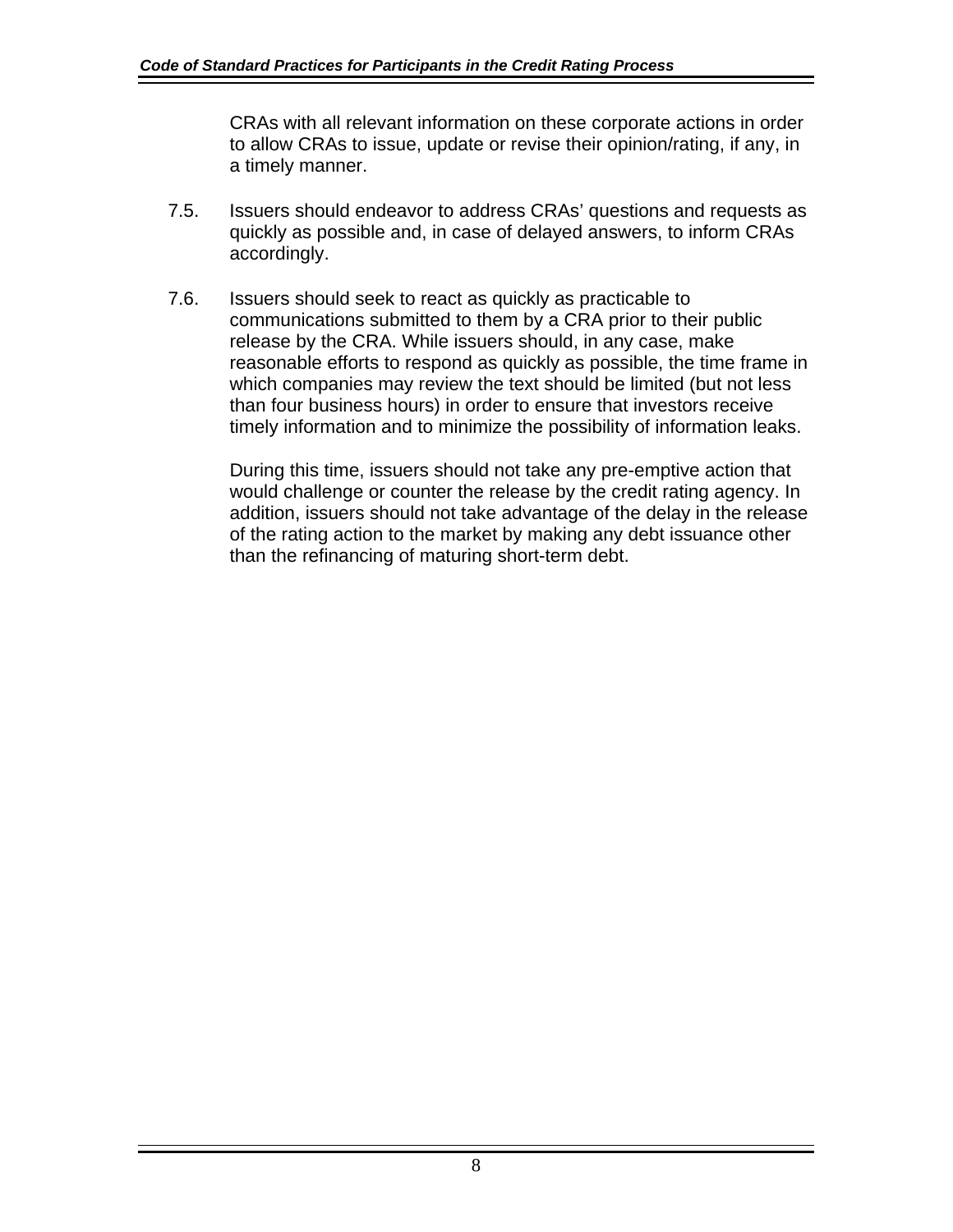CRAs with all relevant information on these corporate actions in order to allow CRAs to issue, update or revise their opinion/rating, if any, in a timely manner.

7.5. Issuers should endeavor to address CRAs' questions and requests as quickly as possible and, in case of delayed answers, to inform CRAs accordingly.

7.6. Issuers should seek to react as quickly as practicable to communications submitted to them by a CRA prior to their public release by the CRA. While issuers should, in any case, make reasonable efforts to respond as quickly as possible, the time frame in which companies may review the text should be limited (but not less than four business hours) in order to ensure that investors receive timely information and to minimize the possibility of information leaks.

During this time, issuers should not take any pre-emptive action that would challenge or counter the release by the credit rating agency. In addition, issuers should not take advantage of the delay in the release of the rating action to the market by making any debt issuance other than the refinancing of maturing short-term debt.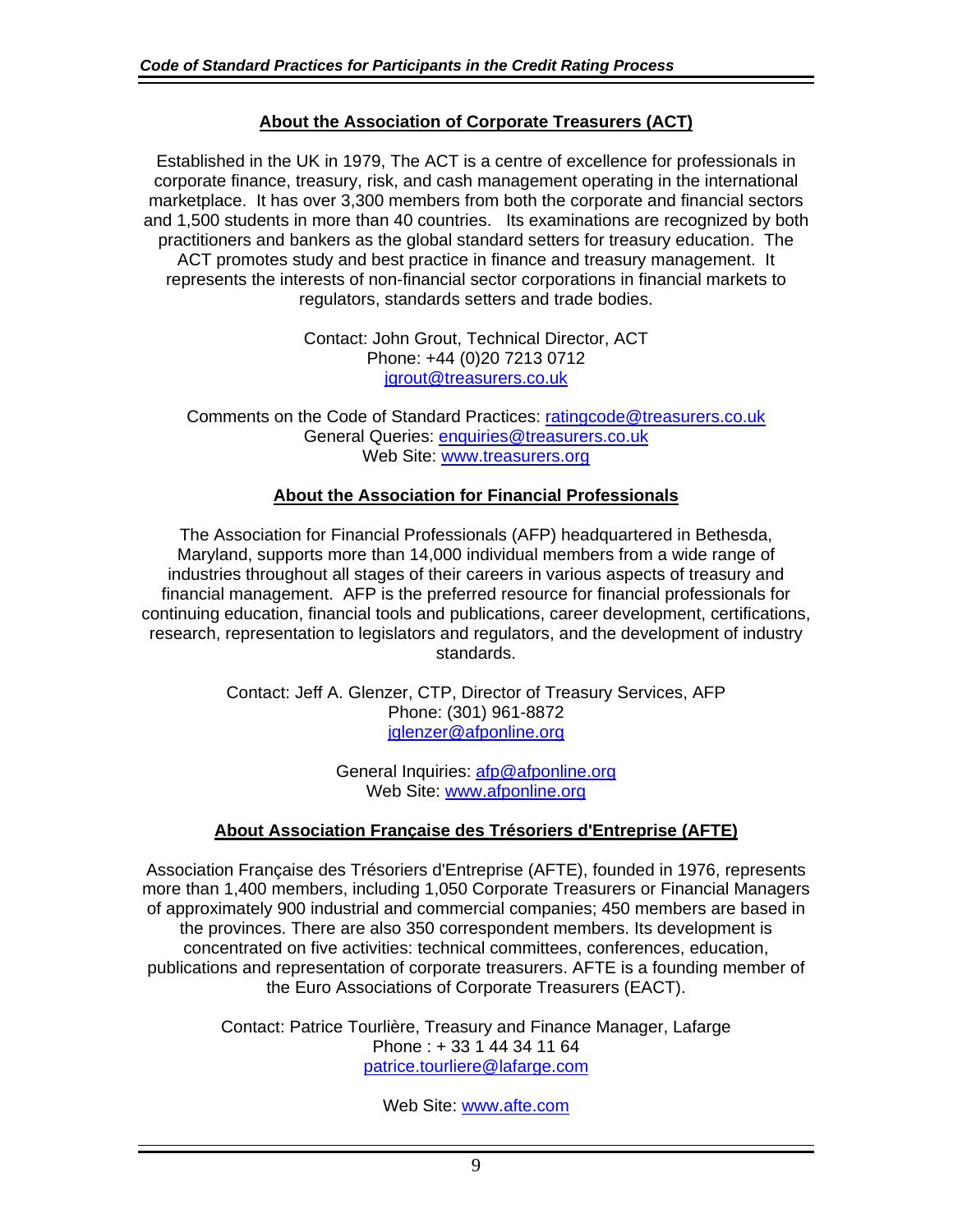## About the Association of Corporate Treasurers (ACT)

Established in the UK in 1979, The ACT is a centre of excellence for professionals in corporate finance, treasury, risk, and cash management operating in the international marketplace. It has over 3,300 members from both the corporate and financial sectors and 1,500 students in more than 40 countries. Its examinations are recognized by both practitioners and bankers as the global standard setters for treasury education. The ACT promotes study and best practice in finance and treasury management. It represents the interests of non-financial sector corporations in financial markets to regulators, standards setters and trade bodies.

Contact: John Grout, Technical Director, ACT
Phone: +44 (0)20 7213 0712
jgrout@treasurers.co.uk

Comments on the Code of Standard Practices: ratingcode@treasurers.co.uk
General Queries: enquiries@treasurers.co.uk
Web Site: www.treasurers.org

## About the Association for Financial Professionals

The Association for Financial Professionals (AFP) headquartered in Bethesda, Maryland, supports more than 14,000 individual members from a wide range of industries throughout all stages of their careers in various aspects of treasury and financial management. AFP is the preferred resource for financial professionals for continuing education, financial tools and publications, career development, certifications, research, representation to legislators and regulators, and the development of industry standards.

Contact: Jeff A. Glenzer, CTP, Director of Treasury Services, AFP
Phone: (301) 961-8872
jglenzer@afponline.org

General Inquiries: afp@afponline.org
Web Site: www.afponline.org

## About Association Française des Trésoriers d'Entreprise (AFTE)

Association Française des Trésoriers d'Entreprise (AFTE), founded in 1976, represents more than 1,400 members, including 1,050 Corporate Treasurers or Financial Managers of approximately 900 industrial and commercial companies; 450 members are based in the provinces. There are also 350 correspondent members. Its development is concentrated on five activities: technical committees, conferences, education, publications and representation of corporate treasurers. AFTE is a founding member of the Euro Associations of Corporate Treasurers (EACT).

Contact: Patrice Tourlière, Treasury and Finance Manager, Lafarge
Phone : + 33 1 44 34 11 64
patrice.tourliere@lafarge.com

Web Site: www.afte.com